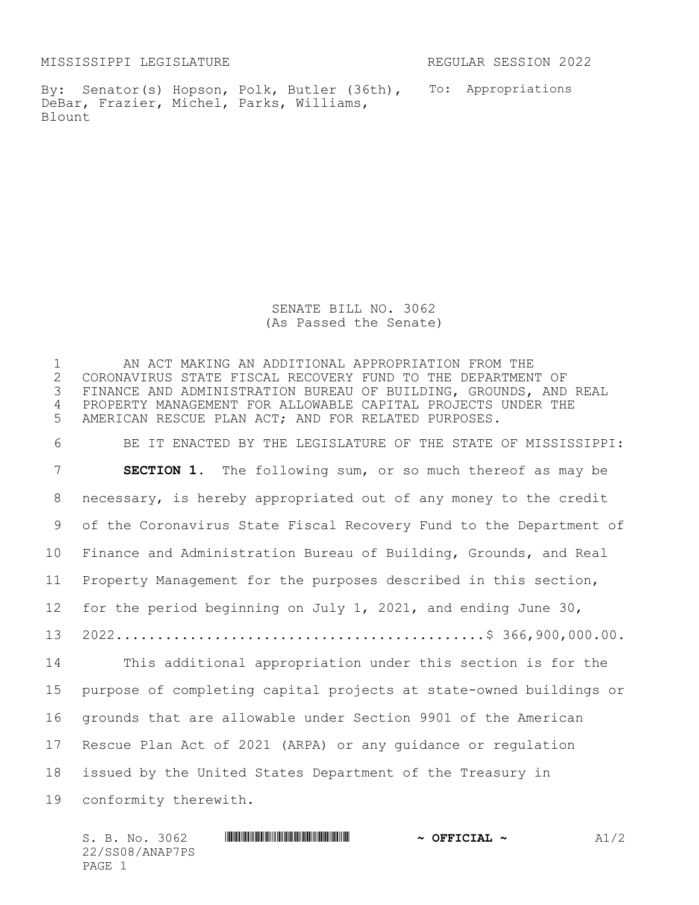MISSISSIPPI LEGISLATURE REGULAR SESSION 2022

By: Senator(s) Hopson, Polk, Butler (36th), DeBar, Frazier, Michel, Parks, Williams, Blount

To: Appropriations

# SENATE BILL NO. 3062
(As Passed the Senate)

AN ACT MAKING AN ADDITIONAL APPROPRIATION FROM THE CORONAVIRUS STATE FISCAL RECOVERY FUND TO THE DEPARTMENT OF FINANCE AND ADMINISTRATION BUREAU OF BUILDING, GROUNDS, AND REAL PROPERTY MANAGEMENT FOR ALLOWABLE CAPITAL PROJECTS UNDER THE AMERICAN RESCUE PLAN ACT; AND FOR RELATED PURPOSES.

BE IT ENACTED BY THE LEGISLATURE OF THE STATE OF MISSISSIPPI:

**SECTION 1.** The following sum, or so much thereof as may be necessary, is hereby appropriated out of any money to the credit of the Coronavirus State Fiscal Recovery Fund to the Department of Finance and Administration Bureau of Building, Grounds, and Real Property Management for the purposes described in this section, for the period beginning on July 1, 2021, and ending June 30, 2022..........................................$ 366,900,000.00.

This additional appropriation under this section is for the purpose of completing capital projects at state-owned buildings or grounds that are allowable under Section 9901 of the American Rescue Plan Act of 2021 (ARPA) or any guidance or regulation issued by the United States Department of the Treasury in conformity therewith.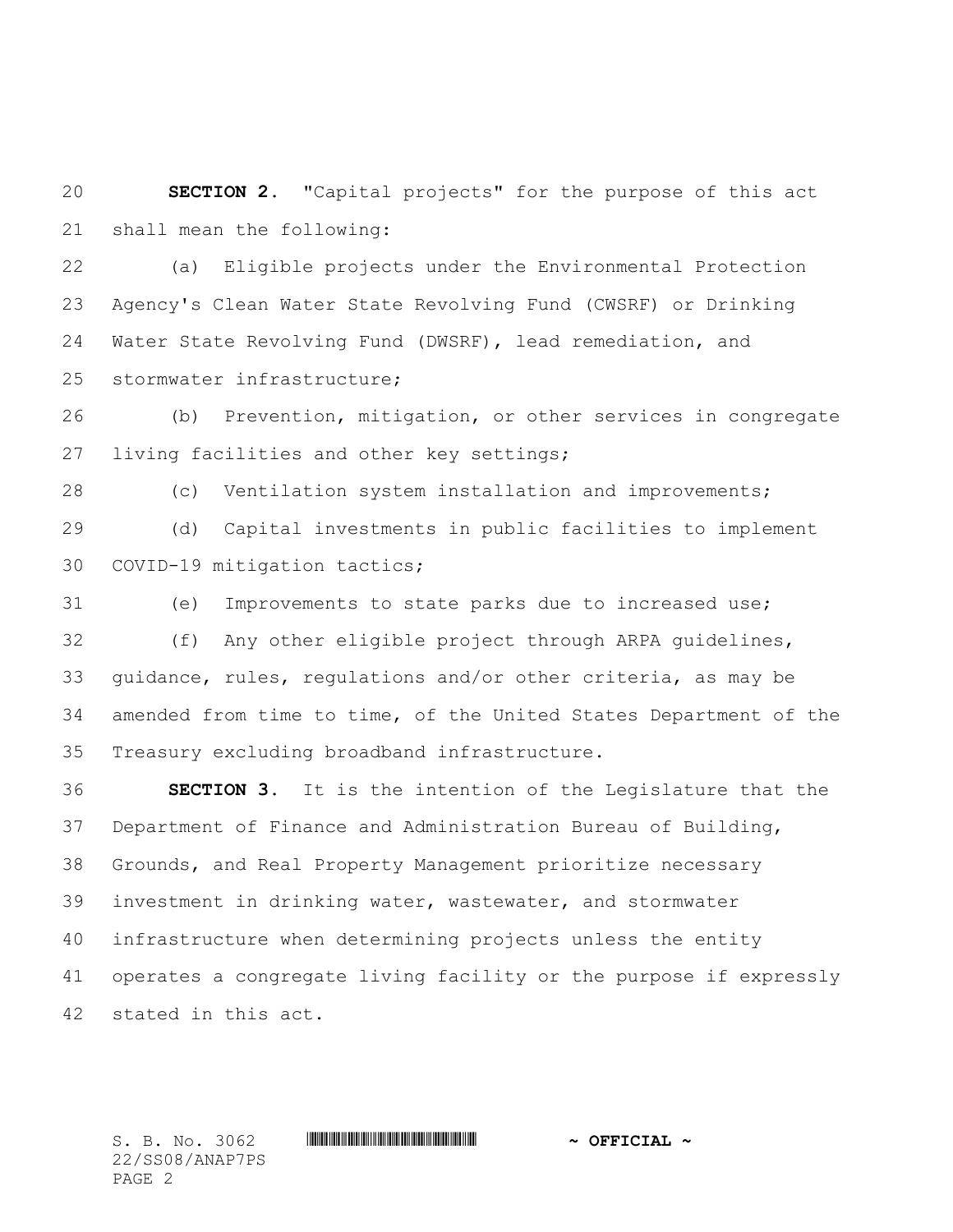**SECTION 2.** "Capital projects" for the purpose of this act shall mean the following:

(a) Eligible projects under the Environmental Protection Agency's Clean Water State Revolving Fund (CWSRF) or Drinking Water State Revolving Fund (DWSRF), lead remediation, and stormwater infrastructure;

(b) Prevention, mitigation, or other services in congregate living facilities and other key settings;

(c) Ventilation system installation and improvements;

(d) Capital investments in public facilities to implement COVID-19 mitigation tactics;

(e) Improvements to state parks due to increased use;

(f) Any other eligible project through ARPA guidelines, guidance, rules, regulations and/or other criteria, as may be amended from time to time, of the United States Department of the Treasury excluding broadband infrastructure.

**SECTION 3.** It is the intention of the Legislature that the Department of Finance and Administration Bureau of Building, Grounds, and Real Property Management prioritize necessary investment in drinking water, wastewater, and stormwater infrastructure when determining projects unless the entity operates a congregate living facility or the purpose if expressly stated in this act.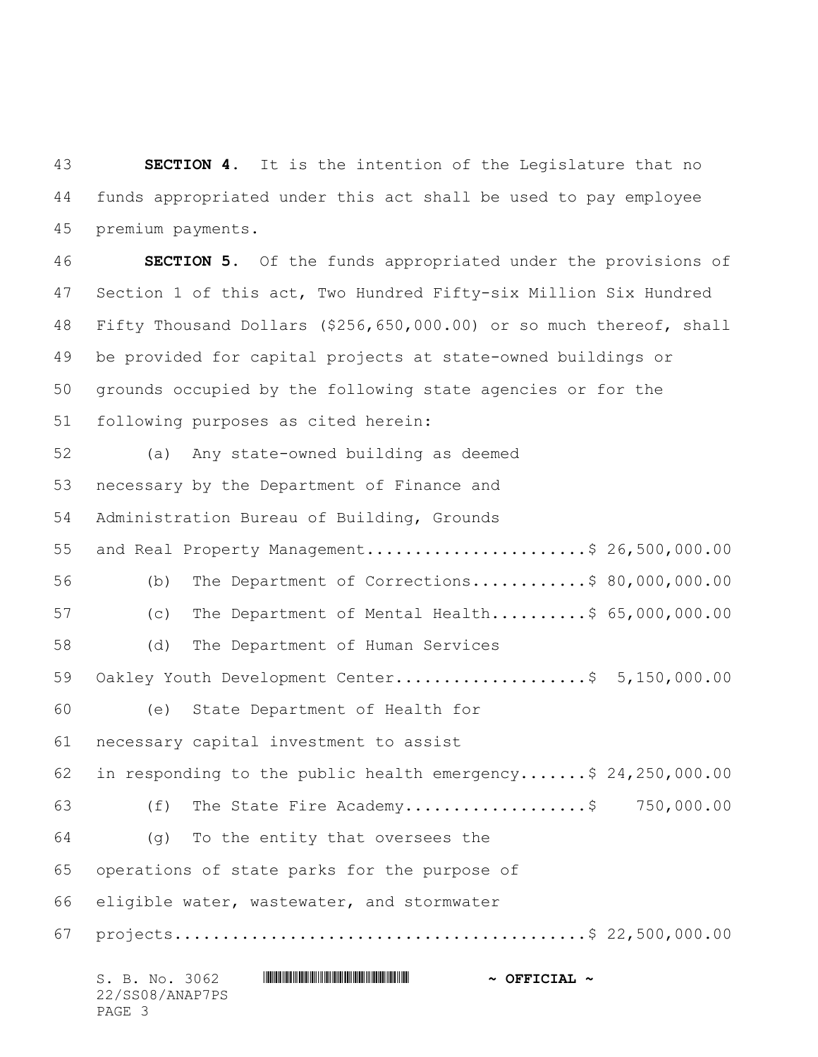**SECTION 4.** It is the intention of the Legislature that no funds appropriated under this act shall be used to pay employee premium payments.

**SECTION 5.** Of the funds appropriated under the provisions of Section 1 of this act, Two Hundred Fifty-six Million Six Hundred Fifty Thousand Dollars ($256,650,000.00) or so much thereof, shall be provided for capital projects at state-owned buildings or grounds occupied by the following state agencies or for the following purposes as cited herein:

(a) Any state-owned building as deemed necessary by the Department of Finance and Administration Bureau of Building, Grounds and Real Property Management.......................$ 26,500,000.00

(b) The Department of Corrections............$ 80,000,000.00

(c) The Department of Mental Health..........$ 65,000,000.00

(d) The Department of Human Services Oakley Youth Development Center....................$ 5,150,000.00

(e) State Department of Health for necessary capital investment to assist in responding to the public health emergency.......$ 24,250,000.00

(f) The State Fire Academy...................$ 750,000.00

(g) To the entity that oversees the operations of state parks for the purpose of eligible water, wastewater, and stormwater projects...........................................$ 22,500,000.00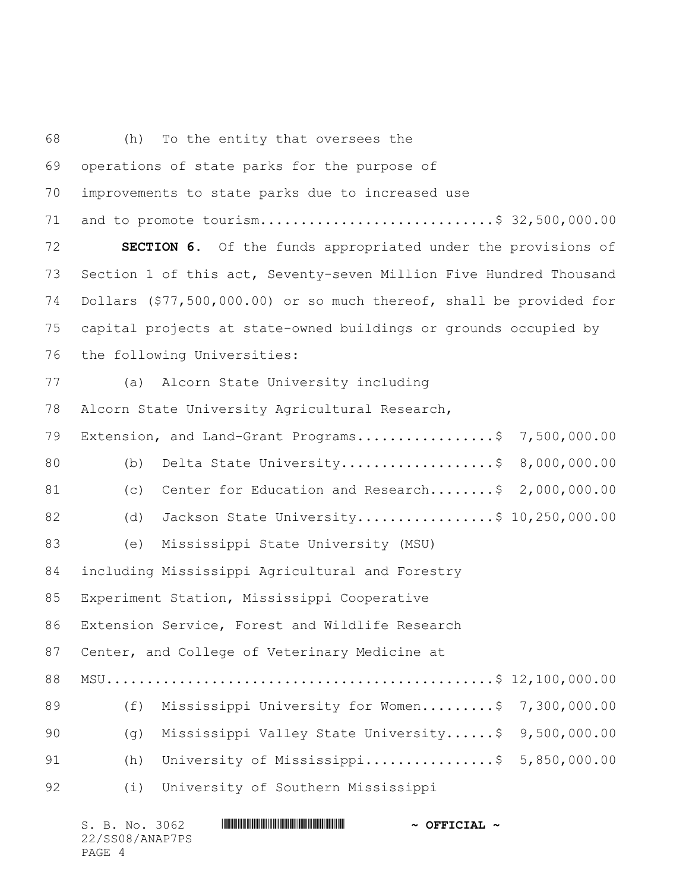(h) To the entity that oversees the operations of state parks for the purpose of improvements to state parks due to increased use and to promote tourism............................$ 32,500,000.00

**SECTION 6.** Of the funds appropriated under the provisions of Section 1 of this act, Seventy-seven Million Five Hundred Thousand Dollars ($77,500,000.00) or so much thereof, shall be provided for capital projects at state-owned buildings or grounds occupied by the following Universities:

(a) Alcorn State University including Alcorn State University Agricultural Research, Extension, and Land-Grant Programs.................$ 7,500,000.00

(b) Delta State University...................$ 8,000,000.00

(c) Center for Education and Research........$ 2,000,000.00

(d) Jackson State University.................$ 10,250,000.00

(e) Mississippi State University (MSU) including Mississippi Agricultural and Forestry Experiment Station, Mississippi Cooperative Extension Service, Forest and Wildlife Research Center, and College of Veterinary Medicine at MSU.............................................$ 12,100,000.00

(f) Mississippi University for Women.........$ 7,300,000.00

(g) Mississippi Valley State University......$ 9,500,000.00

(h) University of Mississippi................$ 5,850,000.00

(i) University of Southern Mississippi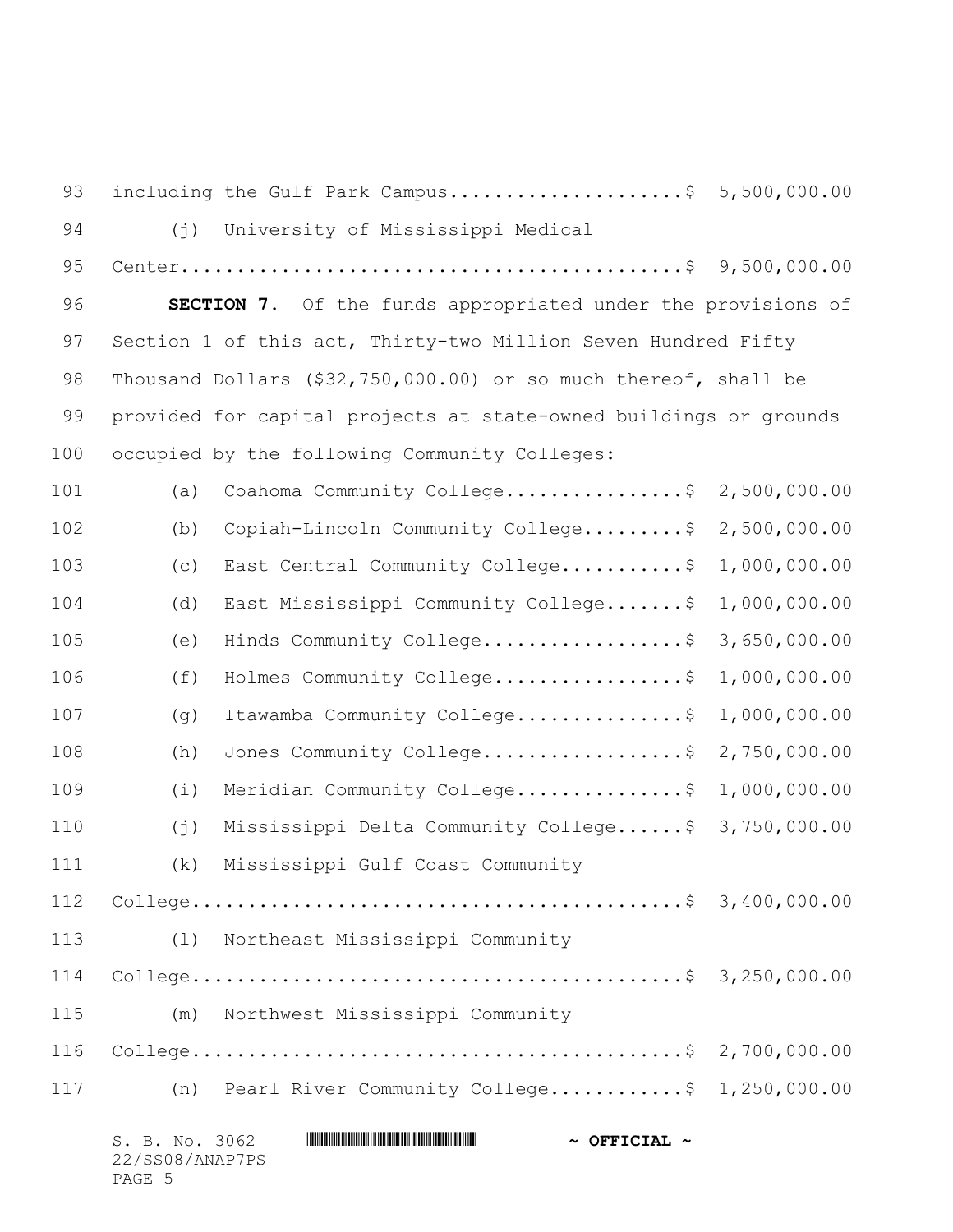including the Gulf Park Campus.....................$ 5,500,000.00

(j) University of Mississippi Medical Center.............................................$ 9,500,000.00

**SECTION 7.** Of the funds appropriated under the provisions of Section 1 of this act, Thirty-two Million Seven Hundred Fifty Thousand Dollars ($32,750,000.00) or so much thereof, shall be provided for capital projects at state-owned buildings or grounds occupied by the following Community Colleges:

(a) Coahoma Community College................$ 2,500,000.00

(b) Copiah-Lincoln Community College.........$ 2,500,000.00

(c) East Central Community College...........$ 1,000,000.00

(d) East Mississippi Community College.......$ 1,000,000.00

(e) Hinds Community College..................$ 3,650,000.00

(f) Holmes Community College.................$ 1,000,000.00

(g) Itawamba Community College...............$ 1,000,000.00

(h) Jones Community College..................$ 2,750,000.00

(i) Meridian Community College...............$ 1,000,000.00

(j) Mississippi Delta Community College......$ 3,750,000.00

(k) Mississippi Gulf Coast Community College............................................$ 3,400,000.00

(l) Northeast Mississippi Community College............................................$ 3,250,000.00

(m) Northwest Mississippi Community College............................................$ 2,700,000.00

(n) Pearl River Community College............$ 1,250,000.00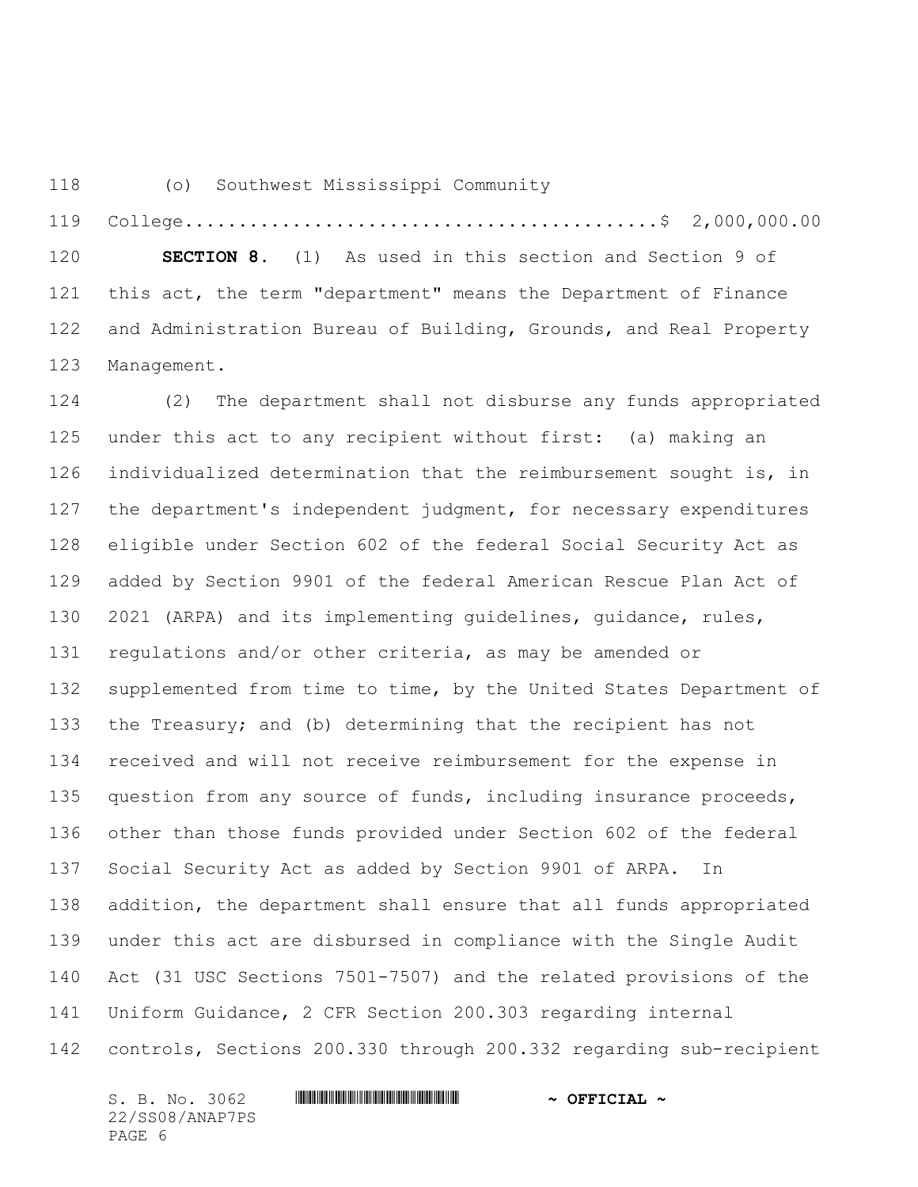(o) Southwest Mississippi Community College............................................$ 2,000,000.00

**SECTION 8.** (1) As used in this section and Section 9 of this act, the term "department" means the Department of Finance and Administration Bureau of Building, Grounds, and Real Property Management.

(2) The department shall not disburse any funds appropriated under this act to any recipient without first: (a) making an individualized determination that the reimbursement sought is, in the department's independent judgment, for necessary expenditures eligible under Section 602 of the federal Social Security Act as added by Section 9901 of the federal American Rescue Plan Act of 2021 (ARPA) and its implementing guidelines, guidance, rules, regulations and/or other criteria, as may be amended or supplemented from time to time, by the United States Department of the Treasury; and (b) determining that the recipient has not received and will not receive reimbursement for the expense in question from any source of funds, including insurance proceeds, other than those funds provided under Section 602 of the federal Social Security Act as added by Section 9901 of ARPA. In addition, the department shall ensure that all funds appropriated under this act are disbursed in compliance with the Single Audit Act (31 USC Sections 7501-7507) and the related provisions of the Uniform Guidance, 2 CFR Section 200.303 regarding internal controls, Sections 200.330 through 200.332 regarding sub-recipient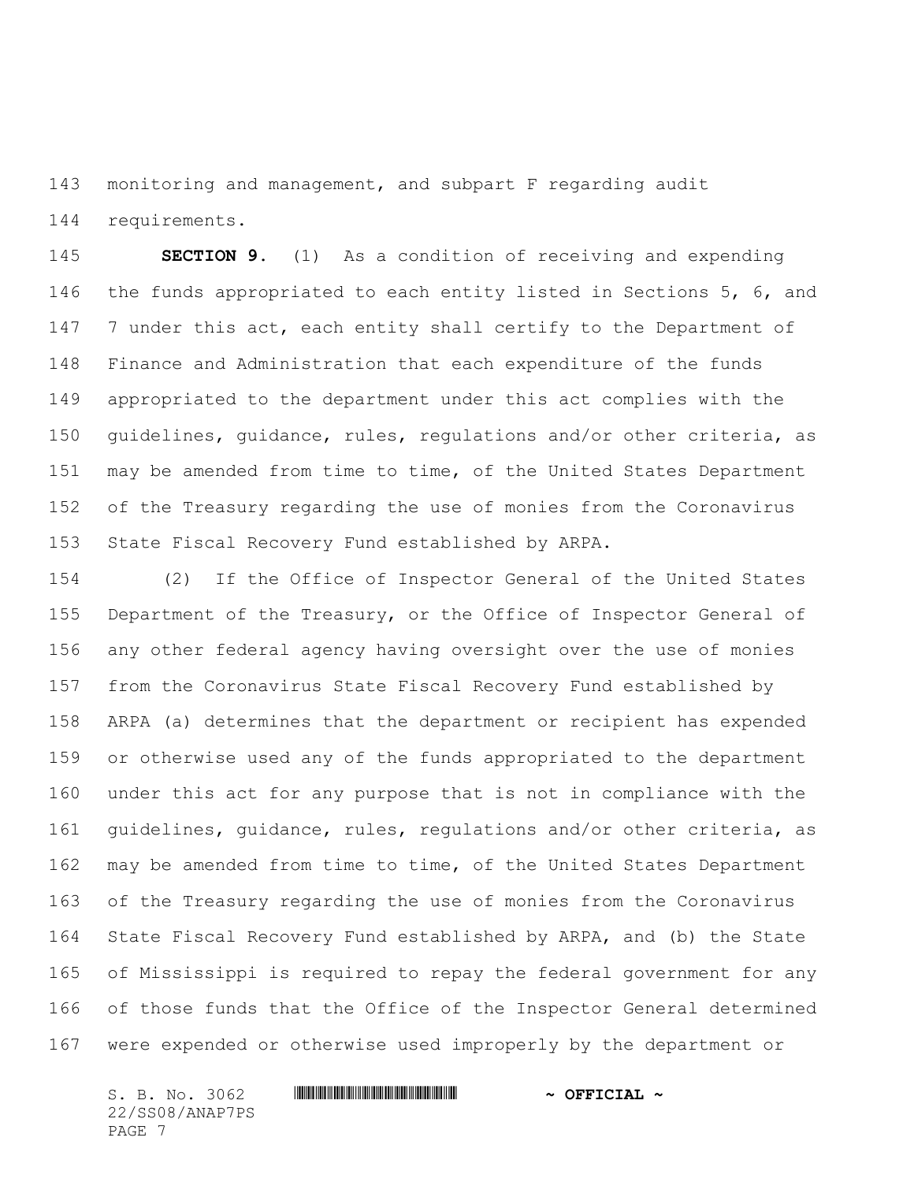monitoring and management, and subpart F regarding audit requirements.

**SECTION 9.** (1) As a condition of receiving and expending the funds appropriated to each entity listed in Sections 5, 6, and 7 under this act, each entity shall certify to the Department of Finance and Administration that each expenditure of the funds appropriated to the department under this act complies with the guidelines, guidance, rules, regulations and/or other criteria, as may be amended from time to time, of the United States Department of the Treasury regarding the use of monies from the Coronavirus State Fiscal Recovery Fund established by ARPA.

(2) If the Office of Inspector General of the United States Department of the Treasury, or the Office of Inspector General of any other federal agency having oversight over the use of monies from the Coronavirus State Fiscal Recovery Fund established by ARPA (a) determines that the department or recipient has expended or otherwise used any of the funds appropriated to the department under this act for any purpose that is not in compliance with the guidelines, guidance, rules, regulations and/or other criteria, as may be amended from time to time, of the United States Department of the Treasury regarding the use of monies from the Coronavirus State Fiscal Recovery Fund established by ARPA, and (b) the State of Mississippi is required to repay the federal government for any of those funds that the Office of the Inspector General determined were expended or otherwise used improperly by the department or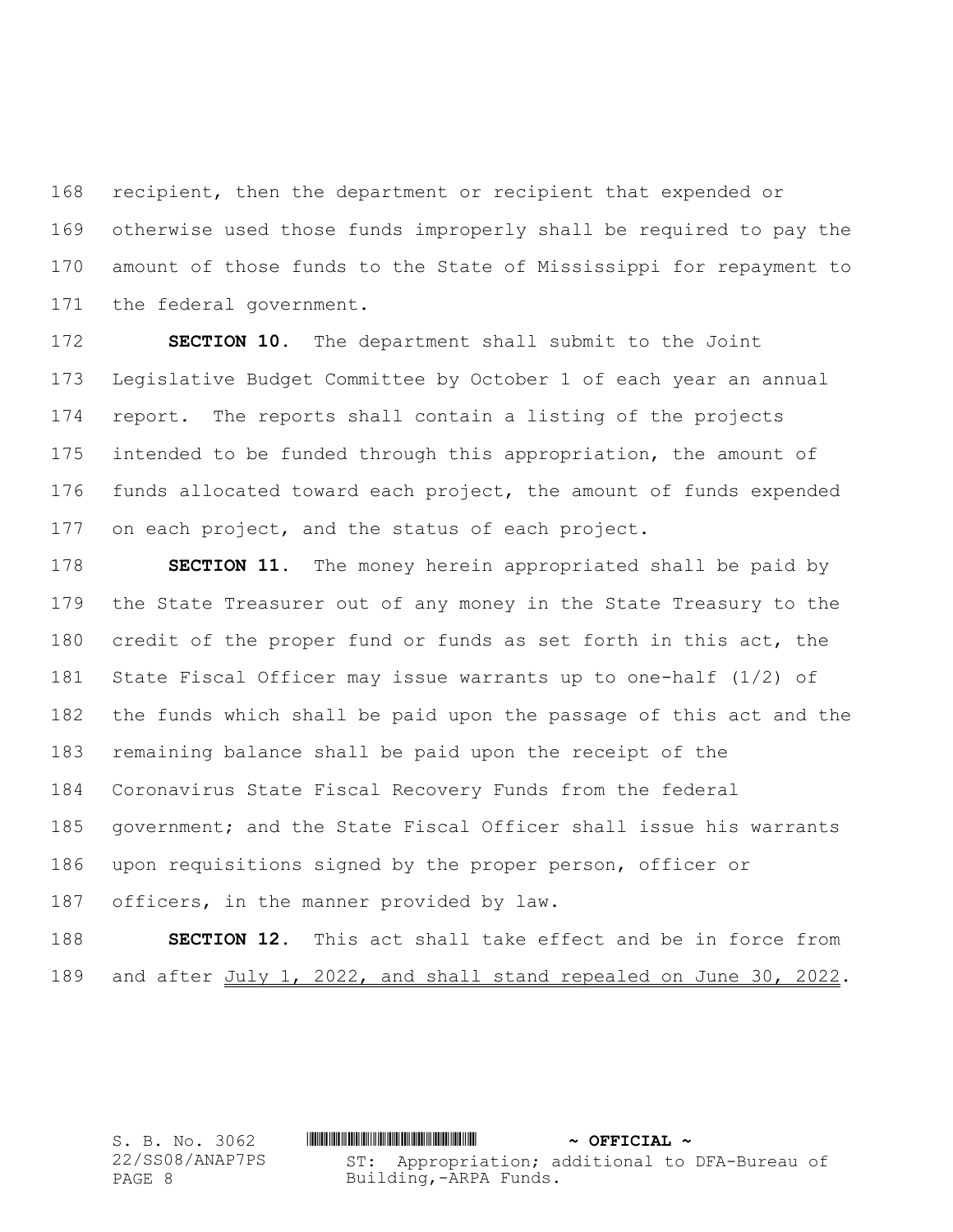recipient, then the department or recipient that expended or otherwise used those funds improperly shall be required to pay the amount of those funds to the State of Mississippi for repayment to the federal government.

**SECTION 10.** The department shall submit to the Joint Legislative Budget Committee by October 1 of each year an annual report. The reports shall contain a listing of the projects intended to be funded through this appropriation, the amount of funds allocated toward each project, the amount of funds expended on each project, and the status of each project.

**SECTION 11.** The money herein appropriated shall be paid by the State Treasurer out of any money in the State Treasury to the credit of the proper fund or funds as set forth in this act, the State Fiscal Officer may issue warrants up to one-half (1/2) of the funds which shall be paid upon the passage of this act and the remaining balance shall be paid upon the receipt of the Coronavirus State Fiscal Recovery Funds from the federal government; and the State Fiscal Officer shall issue his warrants upon requisitions signed by the proper person, officer or officers, in the manner provided by law.

**SECTION 12.** This act shall take effect and be in force from and after July 1, 2022, and shall stand repealed on June 30, 2022.